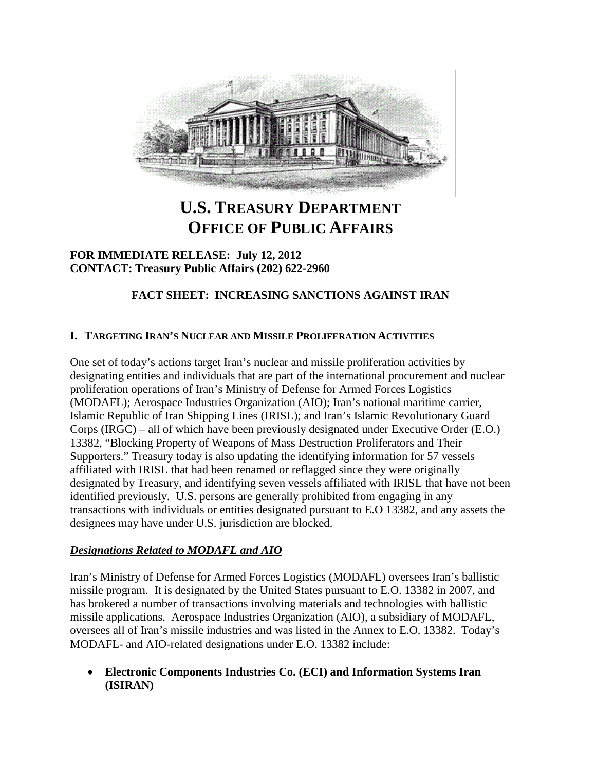# U.S. Treasury Department
# Office of Public Affairs

**FOR IMMEDIATE RELEASE: July 12, 2012**
**CONTACT: Treasury Public Affairs (202) 622-2960**

## FACT SHEET: INCREASING SANCTIONS AGAINST IRAN

### I. Targeting Iran's Nuclear and Missile Proliferation Activities

One set of today's actions target Iran's nuclear and missile proliferation activities by designating entities and individuals that are part of the international procurement and nuclear proliferation operations of Iran's Ministry of Defense for Armed Forces Logistics (MODAFL); Aerospace Industries Organization (AIO); Iran's national maritime carrier, Islamic Republic of Iran Shipping Lines (IRISL); and Iran's Islamic Revolutionary Guard Corps (IRGC) – all of which have been previously designated under Executive Order (E.O.) 13382, "Blocking Property of Weapons of Mass Destruction Proliferators and Their Supporters." Treasury today is also updating the identifying information for 57 vessels affiliated with IRISL that had been renamed or reflagged since they were originally designated by Treasury, and identifying seven vessels affiliated with IRISL that have not been identified previously. U.S. persons are generally prohibited from engaging in any transactions with individuals or entities designated pursuant to E.O 13382, and any assets the designees may have under U.S. jurisdiction are blocked.

#### ***Designations Related to MODAFL and AIO***

Iran's Ministry of Defense for Armed Forces Logistics (MODAFL) oversees Iran's ballistic missile program. It is designated by the United States pursuant to E.O. 13382 in 2007, and has brokered a number of transactions involving materials and technologies with ballistic missile applications. Aerospace Industries Organization (AIO), a subsidiary of MODAFL, oversees all of Iran's missile industries and was listed in the Annex to E.O. 13382. Today's MODAFL- and AIO-related designations under E.O. 13382 include:

- **Electronic Components Industries Co. (ECI) and Information Systems Iran (ISIRAN)**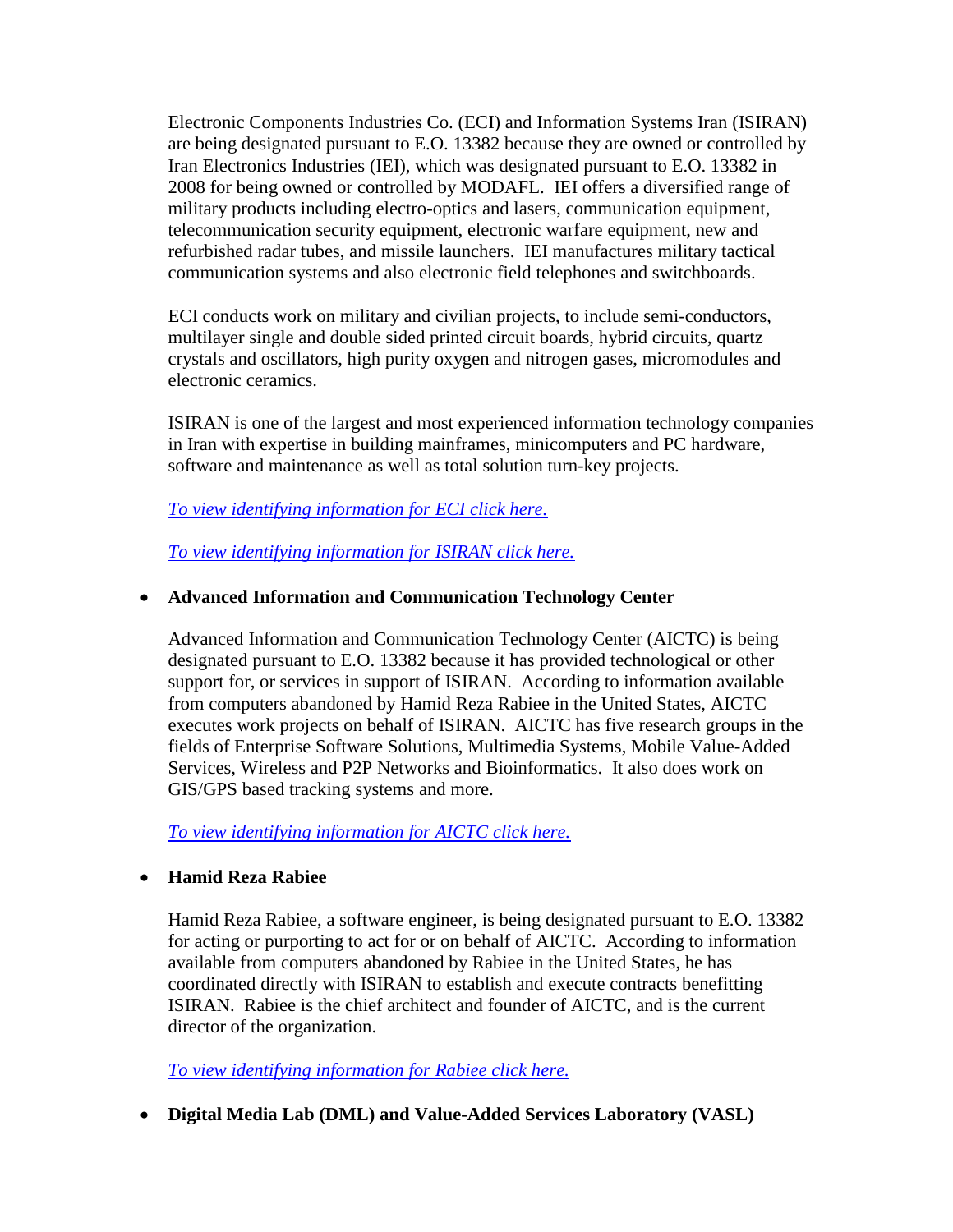Electronic Components Industries Co. (ECI) and Information Systems Iran (ISIRAN) are being designated pursuant to E.O. 13382 because they are owned or controlled by Iran Electronics Industries (IEI), which was designated pursuant to E.O. 13382 in 2008 for being owned or controlled by MODAFL. IEI offers a diversified range of military products including electro-optics and lasers, communication equipment, telecommunication security equipment, electronic warfare equipment, new and refurbished radar tubes, and missile launchers. IEI manufactures military tactical communication systems and also electronic field telephones and switchboards.

ECI conducts work on military and civilian projects, to include semi-conductors, multilayer single and double sided printed circuit boards, hybrid circuits, quartz crystals and oscillators, high purity oxygen and nitrogen gases, micromodules and electronic ceramics.

ISIRAN is one of the largest and most experienced information technology companies in Iran with expertise in building mainframes, minicomputers and PC hardware, software and maintenance as well as total solution turn-key projects.

*To view identifying information for ECI click here.*

*To view identifying information for ISIRAN click here.*

- **Advanced Information and Communication Technology Center**

  Advanced Information and Communication Technology Center (AICTC) is being designated pursuant to E.O. 13382 because it has provided technological or other support for, or services in support of ISIRAN. According to information available from computers abandoned by Hamid Reza Rabiee in the United States, AICTC executes work projects on behalf of ISIRAN. AICTC has five research groups in the fields of Enterprise Software Solutions, Multimedia Systems, Mobile Value-Added Services, Wireless and P2P Networks and Bioinformatics. It also does work on GIS/GPS based tracking systems and more.

  *To view identifying information for AICTC click here.*

- **Hamid Reza Rabiee**

  Hamid Reza Rabiee, a software engineer, is being designated pursuant to E.O. 13382 for acting or purporting to act for or on behalf of AICTC. According to information available from computers abandoned by Rabiee in the United States, he has coordinated directly with ISIRAN to establish and execute contracts benefitting ISIRAN. Rabiee is the chief architect and founder of AICTC, and is the current director of the organization.

  *To view identifying information for Rabiee click here.*

- **Digital Media Lab (DML) and Value-Added Services Laboratory (VASL)**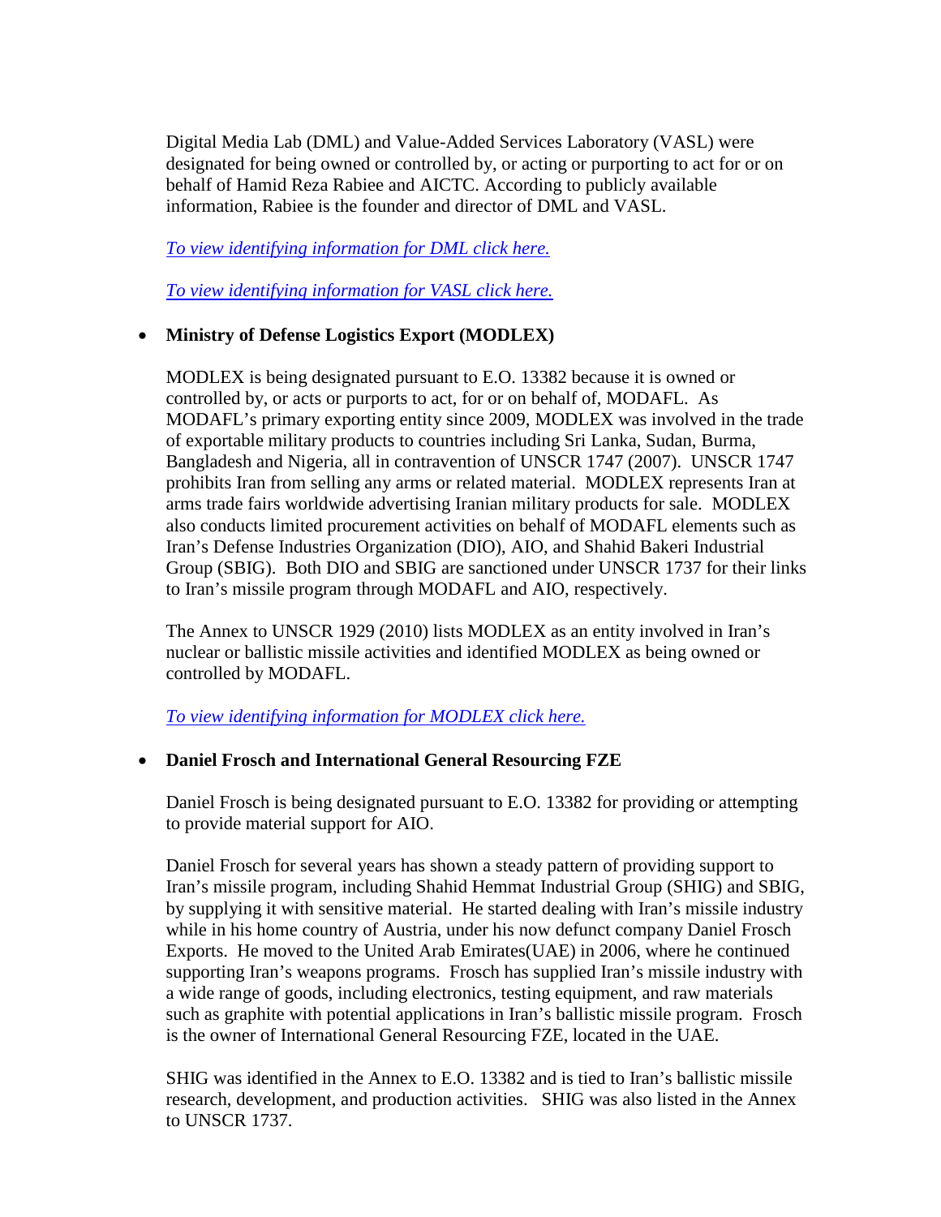Digital Media Lab (DML) and Value-Added Services Laboratory (VASL) were designated for being owned or controlled by, or acting or purporting to act for or on behalf of Hamid Reza Rabiee and AICTC. According to publicly available information, Rabiee is the founder and director of DML and VASL.

*To view identifying information for DML click here.*

*To view identifying information for VASL click here.*

- **Ministry of Defense Logistics Export (MODLEX)**

  MODLEX is being designated pursuant to E.O. 13382 because it is owned or controlled by, or acts or purports to act, for or on behalf of, MODAFL. As MODAFL's primary exporting entity since 2009, MODLEX was involved in the trade of exportable military products to countries including Sri Lanka, Sudan, Burma, Bangladesh and Nigeria, all in contravention of UNSCR 1747 (2007). UNSCR 1747 prohibits Iran from selling any arms or related material. MODLEX represents Iran at arms trade fairs worldwide advertising Iranian military products for sale. MODLEX also conducts limited procurement activities on behalf of MODAFL elements such as Iran's Defense Industries Organization (DIO), AIO, and Shahid Bakeri Industrial Group (SBIG). Both DIO and SBIG are sanctioned under UNSCR 1737 for their links to Iran's missile program through MODAFL and AIO, respectively.

  The Annex to UNSCR 1929 (2010) lists MODLEX as an entity involved in Iran's nuclear or ballistic missile activities and identified MODLEX as being owned or controlled by MODAFL.

  *To view identifying information for MODLEX click here.*

- **Daniel Frosch and International General Resourcing FZE**

  Daniel Frosch is being designated pursuant to E.O. 13382 for providing or attempting to provide material support for AIO.

  Daniel Frosch for several years has shown a steady pattern of providing support to Iran's missile program, including Shahid Hemmat Industrial Group (SHIG) and SBIG, by supplying it with sensitive material. He started dealing with Iran's missile industry while in his home country of Austria, under his now defunct company Daniel Frosch Exports. He moved to the United Arab Emirates(UAE) in 2006, where he continued supporting Iran's weapons programs. Frosch has supplied Iran's missile industry with a wide range of goods, including electronics, testing equipment, and raw materials such as graphite with potential applications in Iran's ballistic missile program. Frosch is the owner of International General Resourcing FZE, located in the UAE.

  SHIG was identified in the Annex to E.O. 13382 and is tied to Iran's ballistic missile research, development, and production activities. SHIG was also listed in the Annex to UNSCR 1737.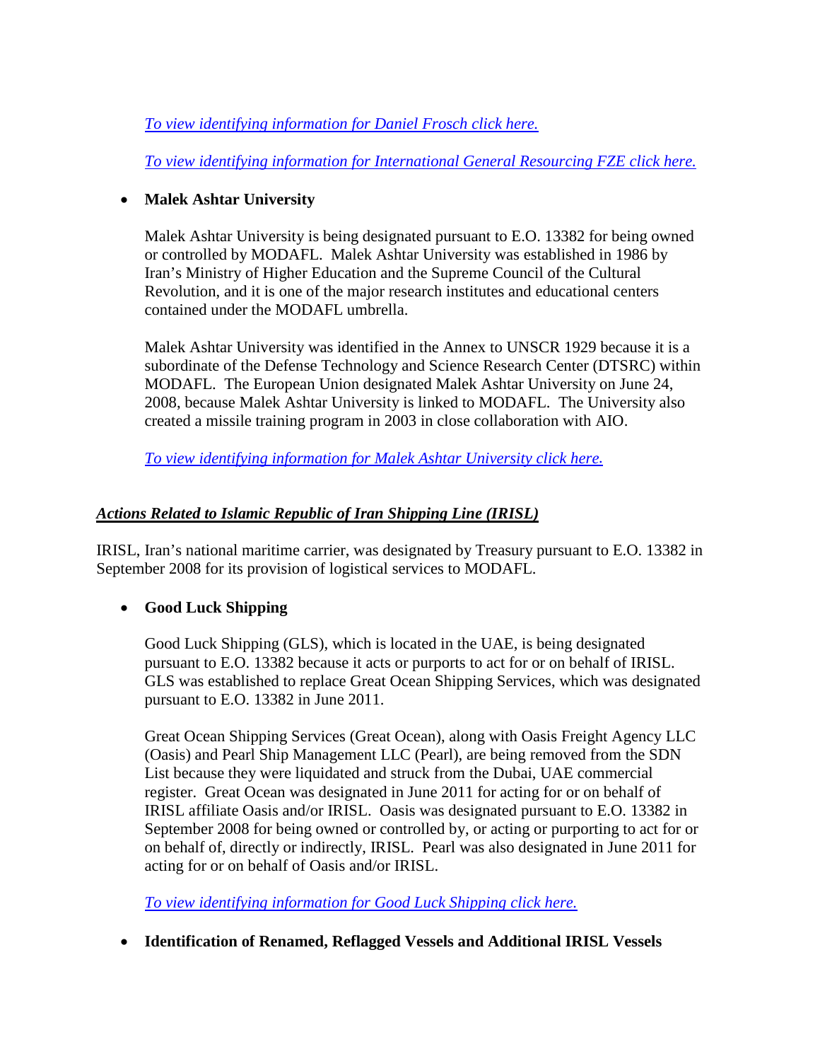*[To view identifying information for Daniel Frosch click here.]()*

*[To view identifying information for International General Resourcing FZE click here.]()*

- **Malek Ashtar University**

  Malek Ashtar University is being designated pursuant to E.O. 13382 for being owned or controlled by MODAFL. Malek Ashtar University was established in 1986 by Iran's Ministry of Higher Education and the Supreme Council of the Cultural Revolution, and it is one of the major research institutes and educational centers contained under the MODAFL umbrella.

  Malek Ashtar University was identified in the Annex to UNSCR 1929 because it is a subordinate of the Defense Technology and Science Research Center (DTSRC) within MODAFL. The European Union designated Malek Ashtar University on June 24, 2008, because Malek Ashtar University is linked to MODAFL. The University also created a missile training program in 2003 in close collaboration with AIO.

  *[To view identifying information for Malek Ashtar University click here.]()*

***Actions Related to Islamic Republic of Iran Shipping Line (IRISL)***

IRISL, Iran's national maritime carrier, was designated by Treasury pursuant to E.O. 13382 in September 2008 for its provision of logistical services to MODAFL.

- **Good Luck Shipping**

  Good Luck Shipping (GLS), which is located in the UAE, is being designated pursuant to E.O. 13382 because it acts or purports to act for or on behalf of IRISL. GLS was established to replace Great Ocean Shipping Services, which was designated pursuant to E.O. 13382 in June 2011.

  Great Ocean Shipping Services (Great Ocean), along with Oasis Freight Agency LLC (Oasis) and Pearl Ship Management LLC (Pearl), are being removed from the SDN List because they were liquidated and struck from the Dubai, UAE commercial register. Great Ocean was designated in June 2011 for acting for or on behalf of IRISL affiliate Oasis and/or IRISL. Oasis was designated pursuant to E.O. 13382 in September 2008 for being owned or controlled by, or acting or purporting to act for or on behalf of, directly or indirectly, IRISL. Pearl was also designated in June 2011 for acting for or on behalf of Oasis and/or IRISL.

  *[To view identifying information for Good Luck Shipping click here.]()*

- **Identification of Renamed, Reflagged Vessels and Additional IRISL Vessels**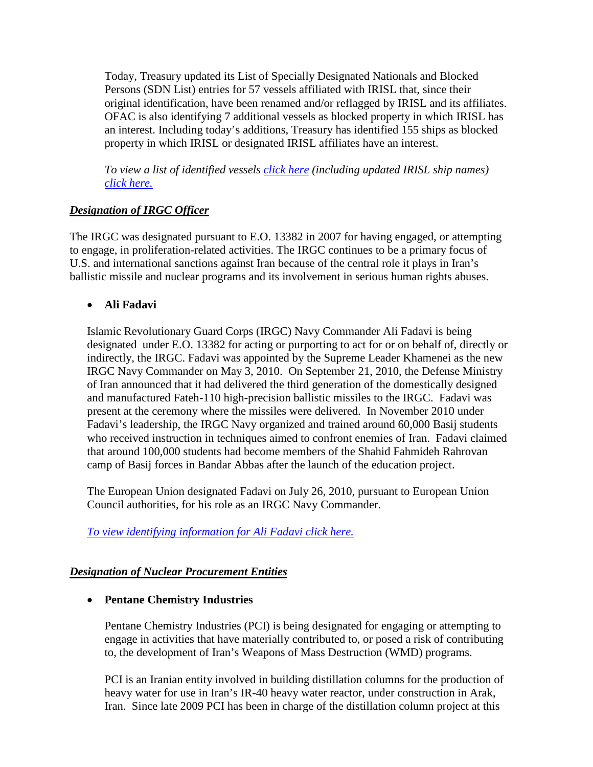Today, Treasury updated its List of Specially Designated Nationals and Blocked Persons (SDN List) entries for 57 vessels affiliated with IRISL that, since their original identification, have been renamed and/or reflagged by IRISL and its affiliates. OFAC is also identifying 7 additional vessels as blocked property in which IRISL has an interest. Including today's additions, Treasury has identified 155 ships as blocked property in which IRISL or designated IRISL affiliates have an interest.

*To view a list of identified vessels click here (including updated IRISL ship names) click here.*

***Designation of IRGC Officer***

The IRGC was designated pursuant to E.O. 13382 in 2007 for having engaged, or attempting to engage, in proliferation-related activities. The IRGC continues to be a primary focus of U.S. and international sanctions against Iran because of the central role it plays in Iran's ballistic missile and nuclear programs and its involvement in serious human rights abuses.

- **Ali Fadavi**

  Islamic Revolutionary Guard Corps (IRGC) Navy Commander Ali Fadavi is being designated under E.O. 13382 for acting or purporting to act for or on behalf of, directly or indirectly, the IRGC. Fadavi was appointed by the Supreme Leader Khamenei as the new IRGC Navy Commander on May 3, 2010. On September 21, 2010, the Defense Ministry of Iran announced that it had delivered the third generation of the domestically designed and manufactured Fateh-110 high-precision ballistic missiles to the IRGC. Fadavi was present at the ceremony where the missiles were delivered. In November 2010 under Fadavi's leadership, the IRGC Navy organized and trained around 60,000 Basij students who received instruction in techniques aimed to confront enemies of Iran. Fadavi claimed that around 100,000 students had become members of the Shahid Fahmideh Rahrovan camp of Basij forces in Bandar Abbas after the launch of the education project.

  The European Union designated Fadavi on July 26, 2010, pursuant to European Union Council authorities, for his role as an IRGC Navy Commander.

  *To view identifying information for Ali Fadavi click here.*

***Designation of Nuclear Procurement Entities***

- **Pentane Chemistry Industries**

  Pentane Chemistry Industries (PCI) is being designated for engaging or attempting to engage in activities that have materially contributed to, or posed a risk of contributing to, the development of Iran's Weapons of Mass Destruction (WMD) programs.

  PCI is an Iranian entity involved in building distillation columns for the production of heavy water for use in Iran's IR-40 heavy water reactor, under construction in Arak, Iran. Since late 2009 PCI has been in charge of the distillation column project at this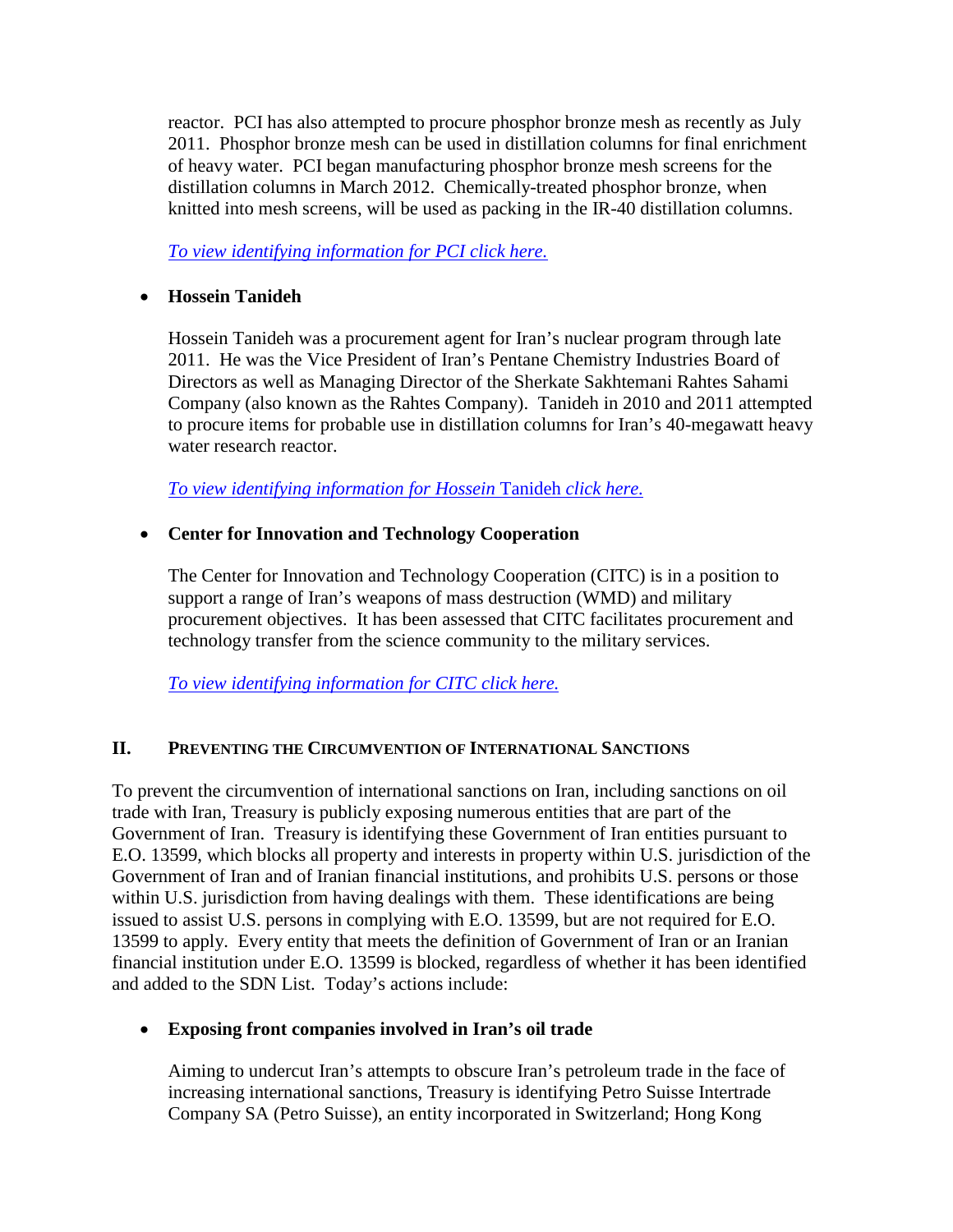reactor. PCI has also attempted to procure phosphor bronze mesh as recently as July 2011. Phosphor bronze mesh can be used in distillation columns for final enrichment of heavy water. PCI began manufacturing phosphor bronze mesh screens for the distillation columns in March 2012. Chemically-treated phosphor bronze, when knitted into mesh screens, will be used as packing in the IR-40 distillation columns.

*To view identifying information for PCI click here.*

- **Hossein Tanideh**

  Hossein Tanideh was a procurement agent for Iran's nuclear program through late 2011. He was the Vice President of Iran's Pentane Chemistry Industries Board of Directors as well as Managing Director of the Sherkate Sakhtemani Rahtes Sahami Company (also known as the Rahtes Company). Tanideh in 2010 and 2011 attempted to procure items for probable use in distillation columns for Iran's 40-megawatt heavy water research reactor.

  *To view identifying information for Hossein* Tanideh *click here.*

- **Center for Innovation and Technology Cooperation**

  The Center for Innovation and Technology Cooperation (CITC) is in a position to support a range of Iran's weapons of mass destruction (WMD) and military procurement objectives. It has been assessed that CITC facilitates procurement and technology transfer from the science community to the military services.

  *To view identifying information for CITC click here.*

## II. Preventing the Circumvention of International Sanctions

To prevent the circumvention of international sanctions on Iran, including sanctions on oil trade with Iran, Treasury is publicly exposing numerous entities that are part of the Government of Iran. Treasury is identifying these Government of Iran entities pursuant to E.O. 13599, which blocks all property and interests in property within U.S. jurisdiction of the Government of Iran and of Iranian financial institutions, and prohibits U.S. persons or those within U.S. jurisdiction from having dealings with them. These identifications are being issued to assist U.S. persons in complying with E.O. 13599, but are not required for E.O. 13599 to apply. Every entity that meets the definition of Government of Iran or an Iranian financial institution under E.O. 13599 is blocked, regardless of whether it has been identified and added to the SDN List. Today's actions include:

- **Exposing front companies involved in Iran's oil trade**

  Aiming to undercut Iran's attempts to obscure Iran's petroleum trade in the face of increasing international sanctions, Treasury is identifying Petro Suisse Intertrade Company SA (Petro Suisse), an entity incorporated in Switzerland; Hong Kong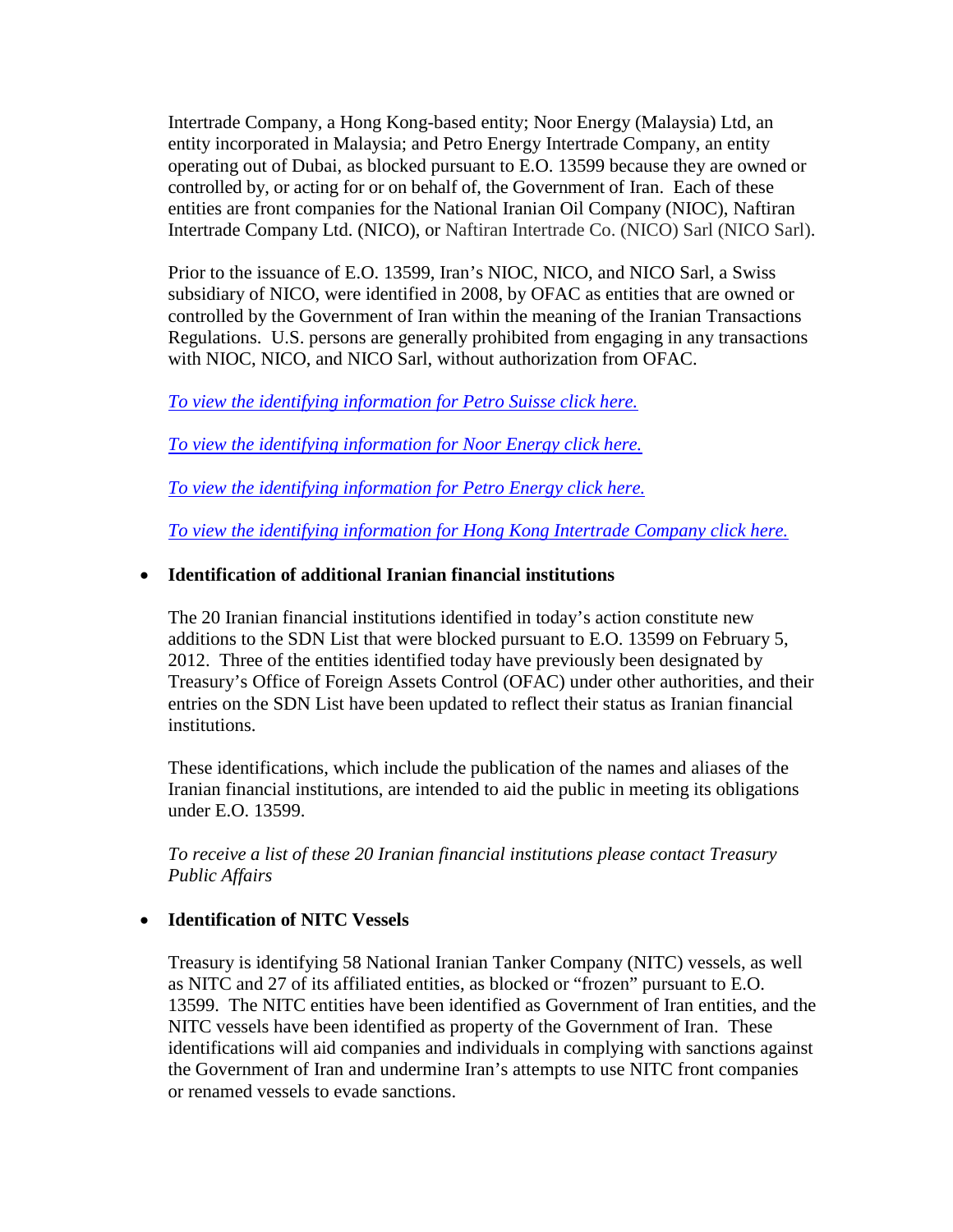Intertrade Company, a Hong Kong-based entity; Noor Energy (Malaysia) Ltd, an entity incorporated in Malaysia; and Petro Energy Intertrade Company, an entity operating out of Dubai, as blocked pursuant to E.O. 13599 because they are owned or controlled by, or acting for or on behalf of, the Government of Iran. Each of these entities are front companies for the National Iranian Oil Company (NIOC), Naftiran Intertrade Company Ltd. (NICO), or Naftiran Intertrade Co. (NICO) Sarl (NICO Sarl).

Prior to the issuance of E.O. 13599, Iran's NIOC, NICO, and NICO Sarl, a Swiss subsidiary of NICO, were identified in 2008, by OFAC as entities that are owned or controlled by the Government of Iran within the meaning of the Iranian Transactions Regulations. U.S. persons are generally prohibited from engaging in any transactions with NIOC, NICO, and NICO Sarl, without authorization from OFAC.

*To view the identifying information for Petro Suisse click here.*

*To view the identifying information for Noor Energy click here.*

*To view the identifying information for Petro Energy click here.*

*To view the identifying information for Hong Kong Intertrade Company click here.*

- **Identification of additional Iranian financial institutions**

  The 20 Iranian financial institutions identified in today's action constitute new additions to the SDN List that were blocked pursuant to E.O. 13599 on February 5, 2012. Three of the entities identified today have previously been designated by Treasury's Office of Foreign Assets Control (OFAC) under other authorities, and their entries on the SDN List have been updated to reflect their status as Iranian financial institutions.

  These identifications, which include the publication of the names and aliases of the Iranian financial institutions, are intended to aid the public in meeting its obligations under E.O. 13599.

  *To receive a list of these 20 Iranian financial institutions please contact Treasury Public Affairs*

- **Identification of NITC Vessels**

  Treasury is identifying 58 National Iranian Tanker Company (NITC) vessels, as well as NITC and 27 of its affiliated entities, as blocked or "frozen" pursuant to E.O. 13599. The NITC entities have been identified as Government of Iran entities, and the NITC vessels have been identified as property of the Government of Iran. These identifications will aid companies and individuals in complying with sanctions against the Government of Iran and undermine Iran's attempts to use NITC front companies or renamed vessels to evade sanctions.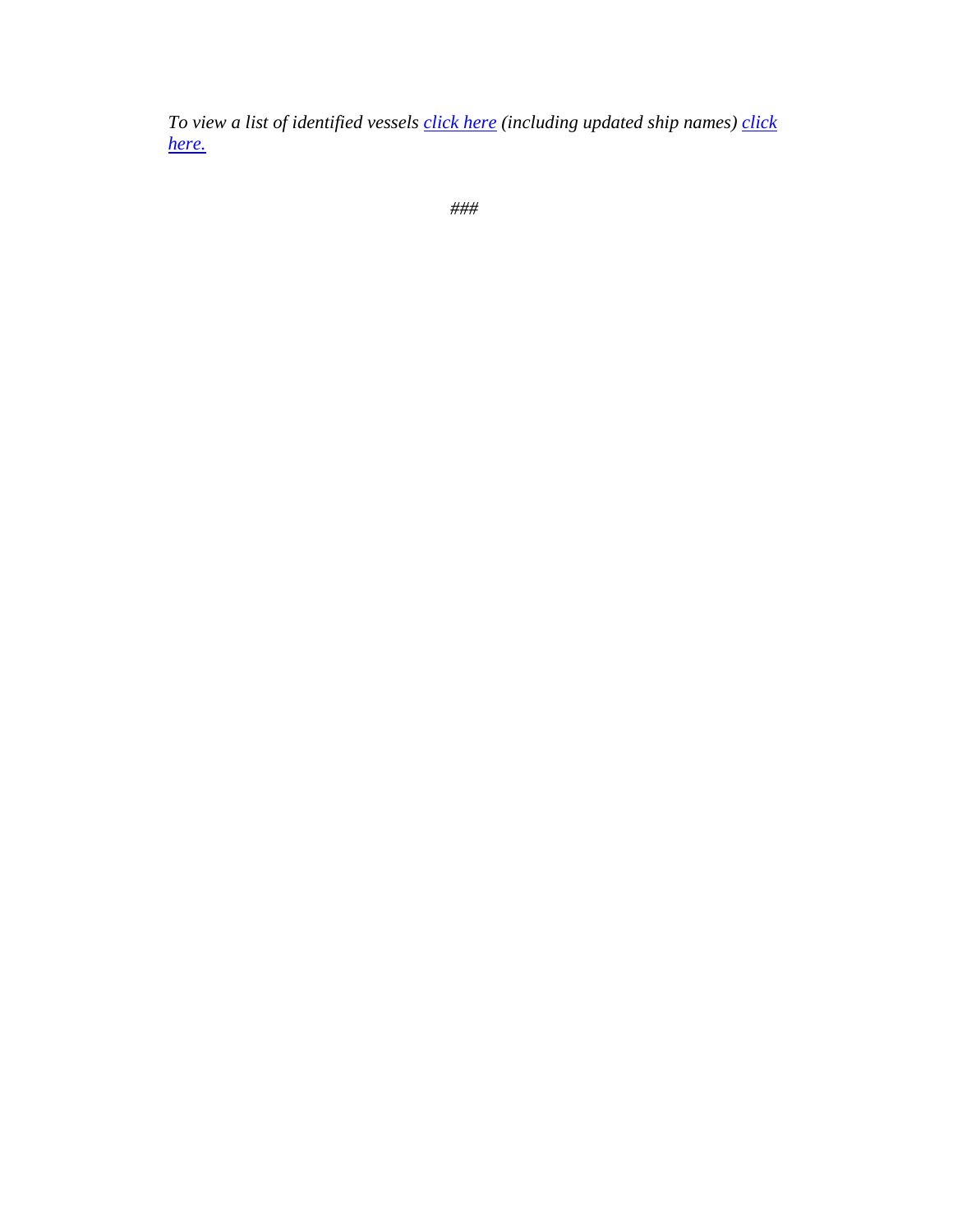*To view a list of identified vessels [click here](#) (including updated ship names) [click here.](#)*

*###*